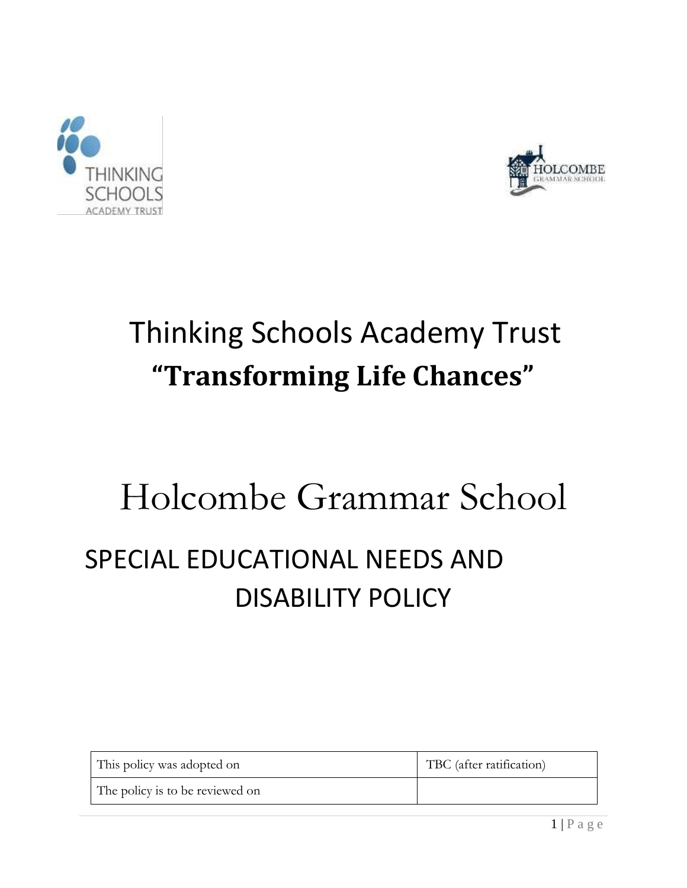# Thinking Schools Academy Trust

## **"Transforming Life Chances"**

# Holcombe Grammar School

## SPECIAL EDUCATIONAL NEEDS AND DISABILITY POLICY

| This policy was adopted on | TBC (after ratification) |
| --- | --- |
| The policy is to be reviewed on | |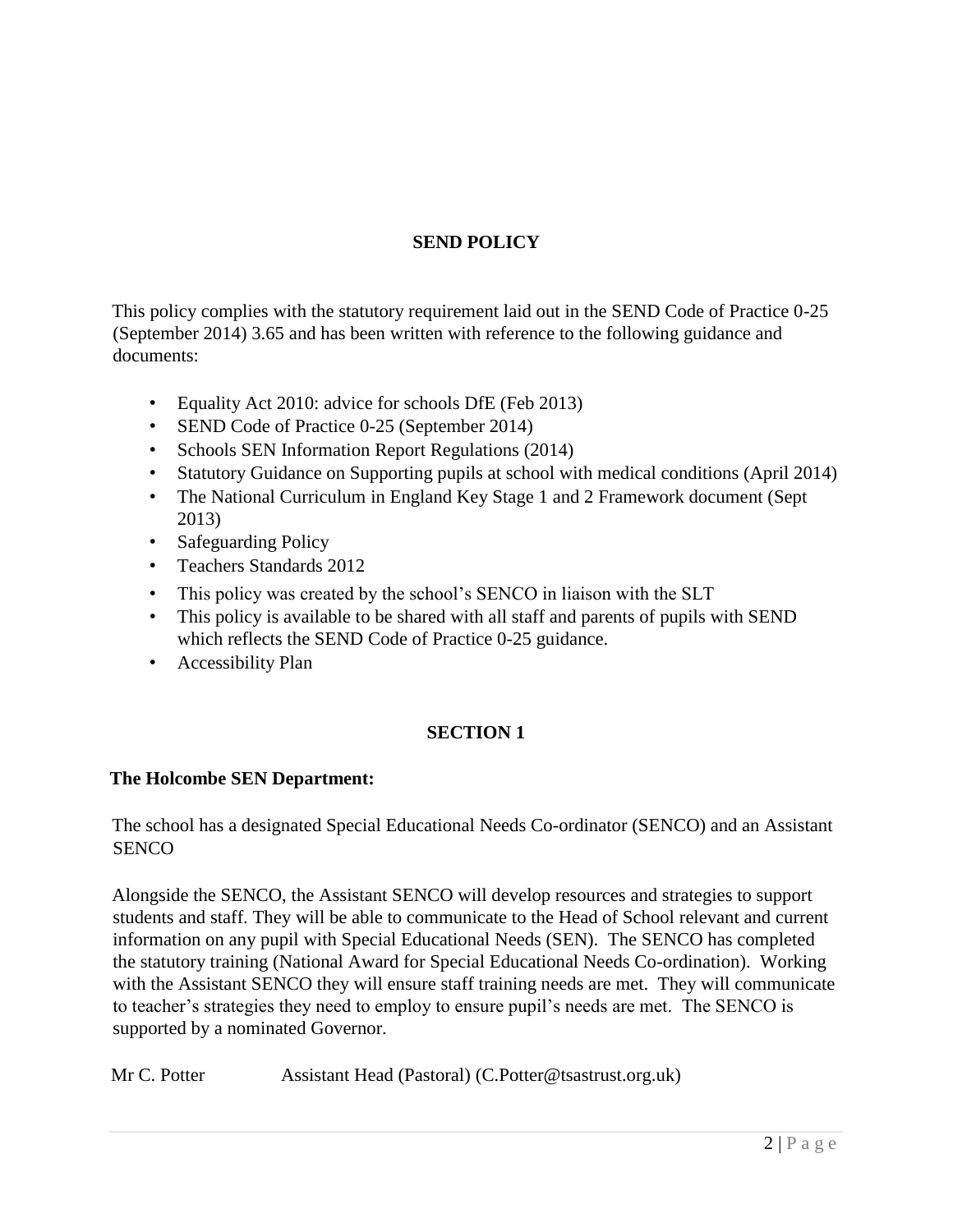## SEND POLICY

This policy complies with the statutory requirement laid out in the SEND Code of Practice 0-25 (September 2014) 3.65 and has been written with reference to the following guidance and documents:

- Equality Act 2010: advice for schools DfE (Feb 2013)
- SEND Code of Practice 0-25 (September 2014)
- Schools SEN Information Report Regulations (2014)
- Statutory Guidance on Supporting pupils at school with medical conditions (April 2014)
- The National Curriculum in England Key Stage 1 and 2 Framework document (Sept 2013)
- Safeguarding Policy
- Teachers Standards 2012
- This policy was created by the school's SENCO in liaison with the SLT
- This policy is available to be shared with all staff and parents of pupils with SEND which reflects the SEND Code of Practice 0-25 guidance.
- Accessibility Plan

## SECTION 1

**The Holcombe SEN Department:**

The school has a designated Special Educational Needs Co-ordinator (SENCO) and an Assistant SENCO

Alongside the SENCO, the Assistant SENCO will develop resources and strategies to support students and staff. They will be able to communicate to the Head of School relevant and current information on any pupil with Special Educational Needs (SEN). The SENCO has completed the statutory training (National Award for Special Educational Needs Co-ordination). Working with the Assistant SENCO they will ensure staff training needs are met. They will communicate to teacher's strategies they need to employ to ensure pupil's needs are met. The SENCO is supported by a nominated Governor.

Mr C. Potter Assistant Head (Pastoral) (C.Potter@tsastrust.org.uk)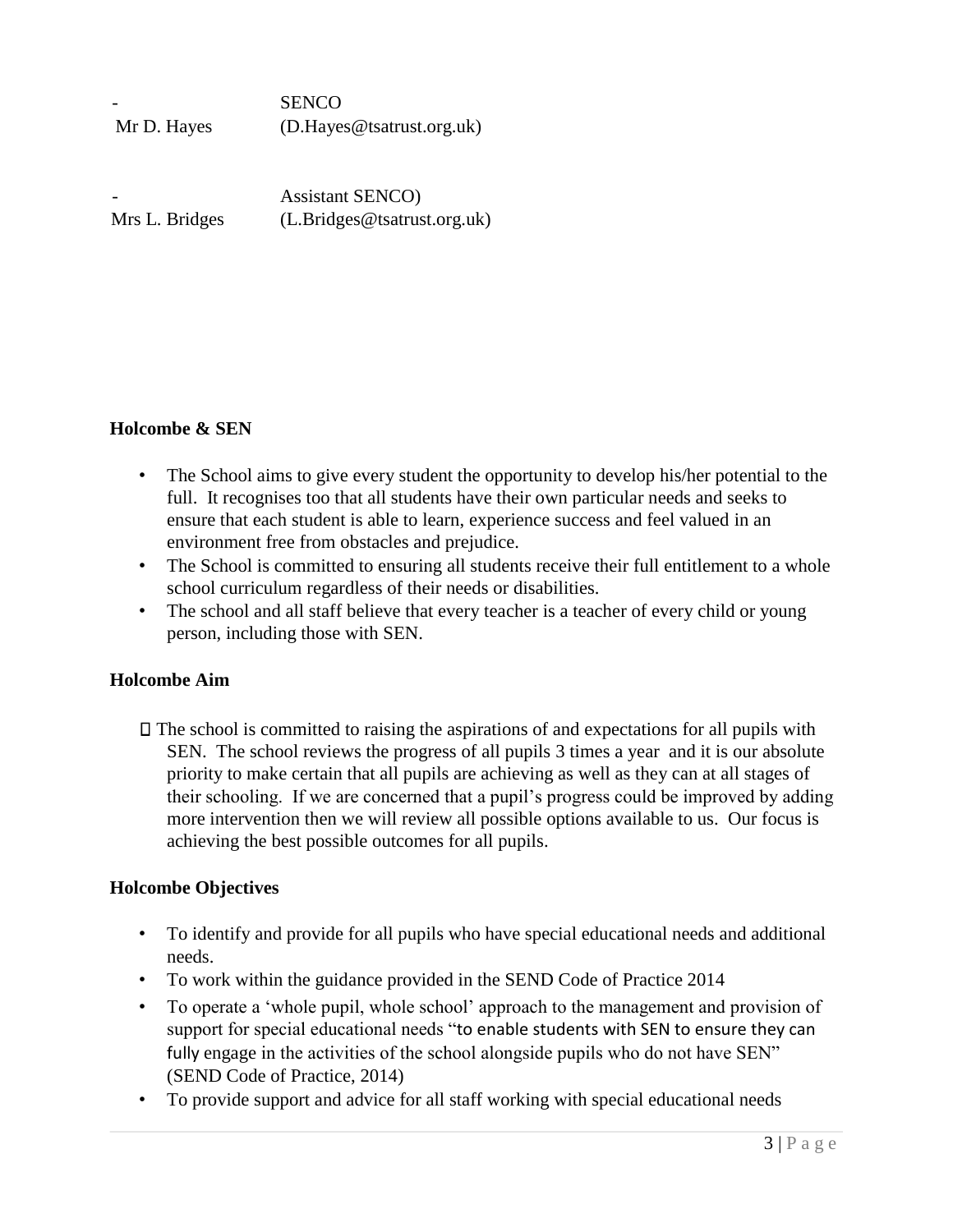- Mr D. Hayes SENCO (D.Hayes@tsatrust.org.uk)

- Mrs L. Bridges Assistant SENCO) (L.Bridges@tsatrust.org.uk)

**Holcombe & SEN**

- The School aims to give every student the opportunity to develop his/her potential to the full. It recognises too that all students have their own particular needs and seeks to ensure that each student is able to learn, experience success and feel valued in an environment free from obstacles and prejudice.
- The School is committed to ensuring all students receive their full entitlement to a whole school curriculum regardless of their needs or disabilities.
- The school and all staff believe that every teacher is a teacher of every child or young person, including those with SEN.

**Holcombe Aim**

- The school is committed to raising the aspirations of and expectations for all pupils with SEN. The school reviews the progress of all pupils 3 times a year and it is our absolute priority to make certain that all pupils are achieving as well as they can at all stages of their schooling. If we are concerned that a pupil's progress could be improved by adding more intervention then we will review all possible options available to us. Our focus is achieving the best possible outcomes for all pupils.

**Holcombe Objectives**

- To identify and provide for all pupils who have special educational needs and additional needs.
- To work within the guidance provided in the SEND Code of Practice 2014
- To operate a 'whole pupil, whole school' approach to the management and provision of support for special educational needs "to enable students with SEN to ensure they can fully engage in the activities of the school alongside pupils who do not have SEN" (SEND Code of Practice, 2014)
- To provide support and advice for all staff working with special educational needs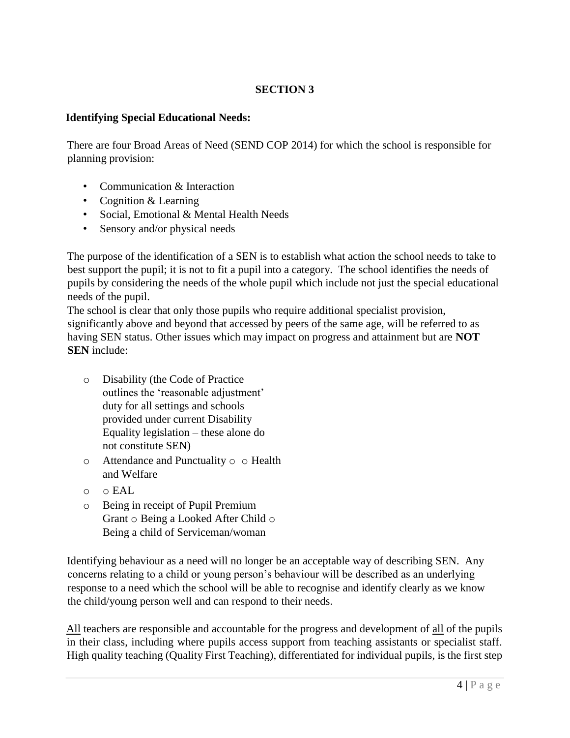# SECTION 3

**Identifying Special Educational Needs:**

There are four Broad Areas of Need (SEND COP 2014) for which the school is responsible for planning provision:

- Communication & Interaction
- Cognition & Learning
- Social, Emotional & Mental Health Needs
- Sensory and/or physical needs

The purpose of the identification of a SEN is to establish what action the school needs to take to best support the pupil; it is not to fit a pupil into a category. The school identifies the needs of pupils by considering the needs of the whole pupil which include not just the special educational needs of the pupil.

The school is clear that only those pupils who require additional specialist provision, significantly above and beyond that accessed by peers of the same age, will be referred to as having SEN status. Other issues which may impact on progress and attainment but are **NOT SEN** include:

- Disability (the Code of Practice outlines the 'reasonable adjustment' duty for all settings and schools provided under current Disability Equality legislation – these alone do not constitute SEN)
- Attendance and Punctuality
- Health and Welfare
- EAL
- Being in receipt of Pupil Premium Grant
- Being a Looked After Child
- Being a child of Serviceman/woman

Identifying behaviour as a need will no longer be an acceptable way of describing SEN. Any concerns relating to a child or young person's behaviour will be described as an underlying response to a need which the school will be able to recognise and identify clearly as we know the child/young person well and can respond to their needs.

All teachers are responsible and accountable for the progress and development of all of the pupils in their class, including where pupils access support from teaching assistants or specialist staff. High quality teaching (Quality First Teaching), differentiated for individual pupils, is the first step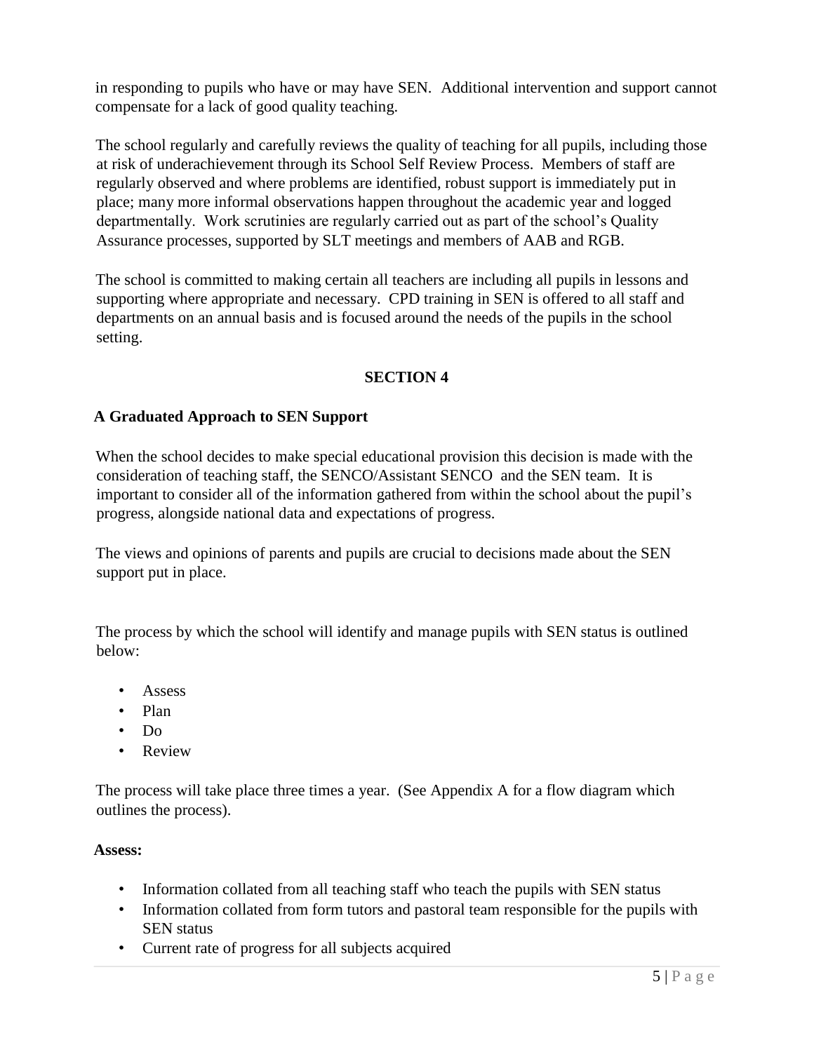in responding to pupils who have or may have SEN. Additional intervention and support cannot compensate for a lack of good quality teaching.

The school regularly and carefully reviews the quality of teaching for all pupils, including those at risk of underachievement through its School Self Review Process. Members of staff are regularly observed and where problems are identified, robust support is immediately put in place; many more informal observations happen throughout the academic year and logged departmentally. Work scrutinies are regularly carried out as part of the school's Quality Assurance processes, supported by SLT meetings and members of AAB and RGB.

The school is committed to making certain all teachers are including all pupils in lessons and supporting where appropriate and necessary. CPD training in SEN is offered to all staff and departments on an annual basis and is focused around the needs of the pupils in the school setting.

## SECTION 4

### A Graduated Approach to SEN Support

When the school decides to make special educational provision this decision is made with the consideration of teaching staff, the SENCO/Assistant SENCO and the SEN team. It is important to consider all of the information gathered from within the school about the pupil's progress, alongside national data and expectations of progress.

The views and opinions of parents and pupils are crucial to decisions made about the SEN support put in place.

The process by which the school will identify and manage pupils with SEN status is outlined below:

- Assess
- Plan
- Do
- Review

The process will take place three times a year. (See Appendix A for a flow diagram which outlines the process).

**Assess:**

- Information collated from all teaching staff who teach the pupils with SEN status
- Information collated from form tutors and pastoral team responsible for the pupils with SEN status
- Current rate of progress for all subjects acquired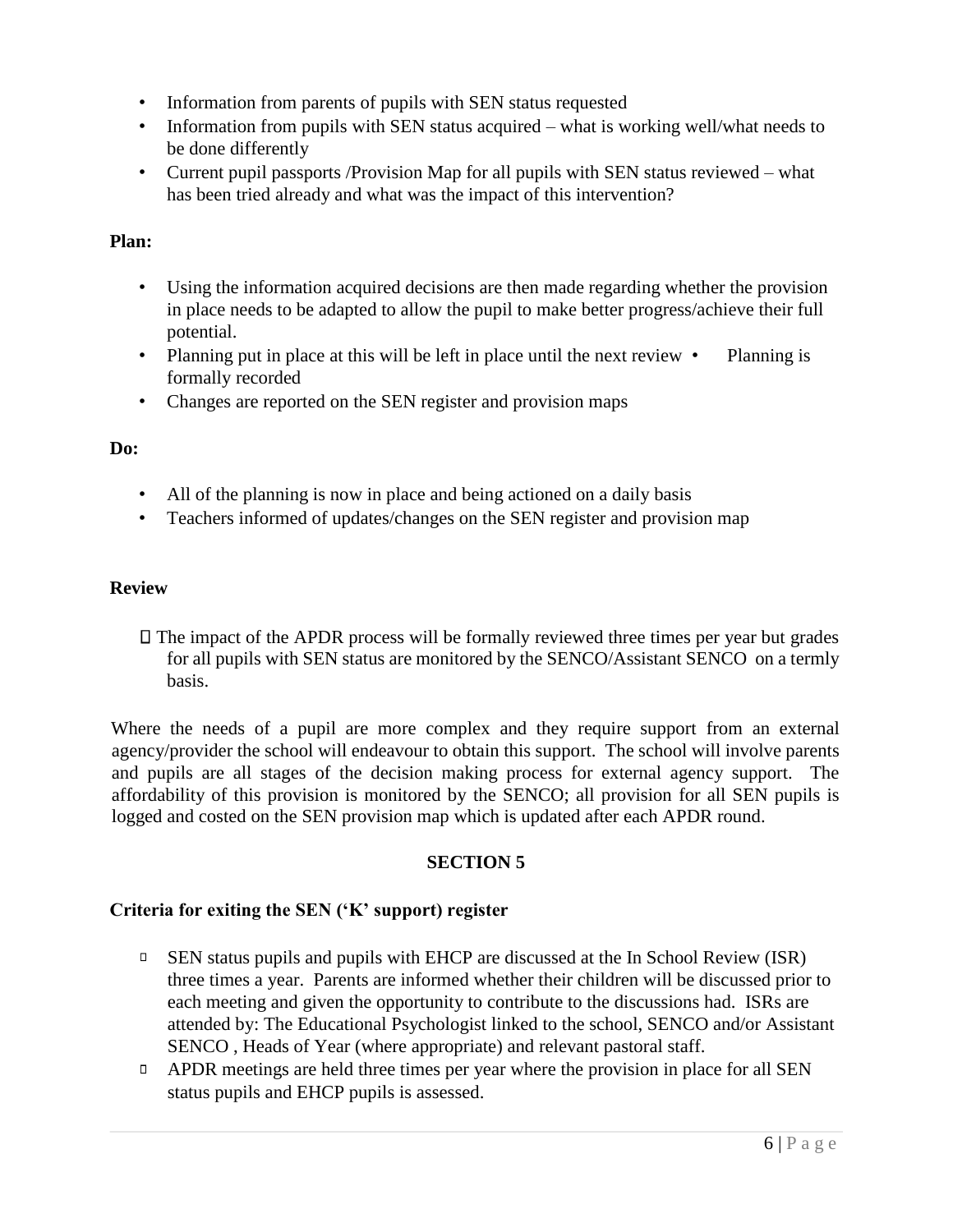- Information from parents of pupils with SEN status requested
- Information from pupils with SEN status acquired – what is working well/what needs to be done differently
- Current pupil passports /Provision Map for all pupils with SEN status reviewed – what has been tried already and what was the impact of this intervention?

**Plan:**

- Using the information acquired decisions are then made regarding whether the provision in place needs to be adapted to allow the pupil to make better progress/achieve their full potential.
- Planning put in place at this will be left in place until the next review
- Planning is formally recorded
- Changes are reported on the SEN register and provision maps

**Do:**

- All of the planning is now in place and being actioned on a daily basis
- Teachers informed of updates/changes on the SEN register and provision map

**Review**

- The impact of the APDR process will be formally reviewed three times per year but grades for all pupils with SEN status are monitored by the SENCO/Assistant SENCO on a termly basis.

Where the needs of a pupil are more complex and they require support from an external agency/provider the school will endeavour to obtain this support. The school will involve parents and pupils are all stages of the decision making process for external agency support. The affordability of this provision is monitored by the SENCO; all provision for all SEN pupils is logged and costed on the SEN provision map which is updated after each APDR round.

## SECTION 5

### Criteria for exiting the SEN ('K' support) register

- SEN status pupils and pupils with EHCP are discussed at the In School Review (ISR) three times a year. Parents are informed whether their children will be discussed prior to each meeting and given the opportunity to contribute to the discussions had. ISRs are attended by: The Educational Psychologist linked to the school, SENCO and/or Assistant SENCO , Heads of Year (where appropriate) and relevant pastoral staff.
- APDR meetings are held three times per year where the provision in place for all SEN status pupils and EHCP pupils is assessed.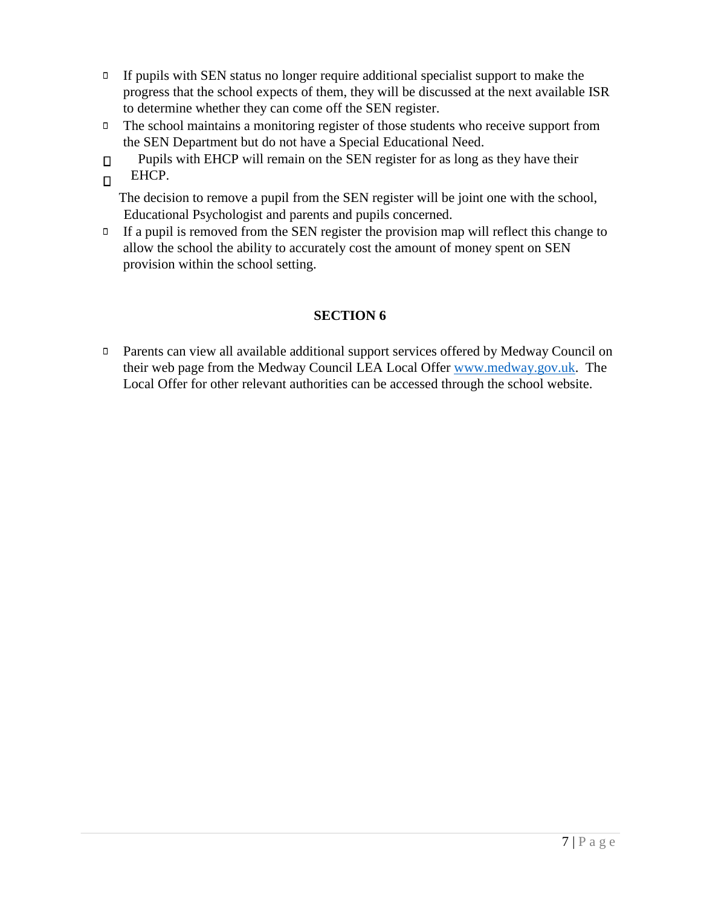- If pupils with SEN status no longer require additional specialist support to make the progress that the school expects of them, they will be discussed at the next available ISR to determine whether they can come off the SEN register.
- The school maintains a monitoring register of those students who receive support from the SEN Department but do not have a Special Educational Need.
- Pupils with EHCP will remain on the SEN register for as long as they have their EHCP.
- The decision to remove a pupil from the SEN register will be joint one with the school, Educational Psychologist and parents and pupils concerned.
- If a pupil is removed from the SEN register the provision map will reflect this change to allow the school the ability to accurately cost the amount of money spent on SEN provision within the school setting.

## SECTION 6

- Parents can view all available additional support services offered by Medway Council on their web page from the Medway Council LEA Local Offer [www.medway.gov.uk](http://www.medway.gov.uk). The Local Offer for other relevant authorities can be accessed through the school website.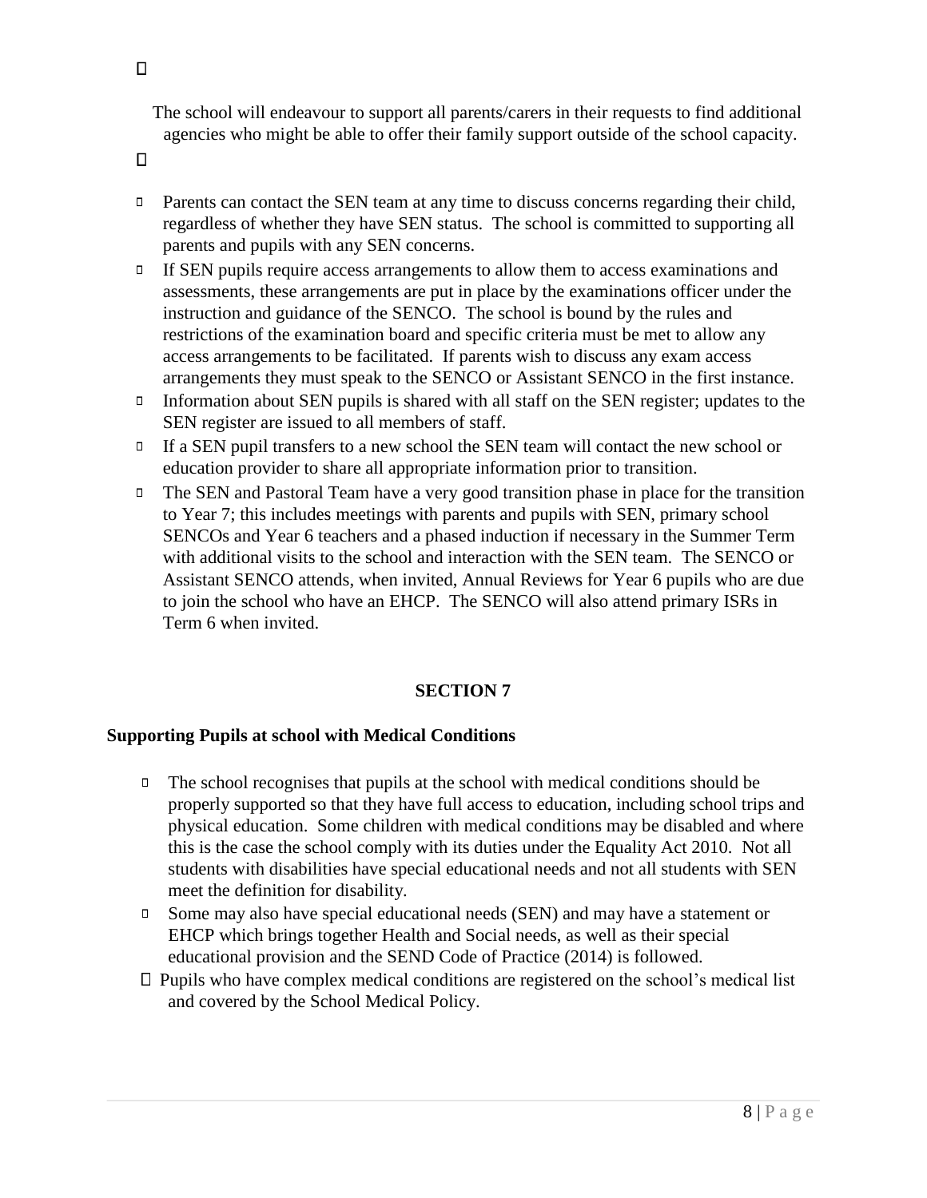The school will endeavour to support all parents/carers in their requests to find additional agencies who might be able to offer their family support outside of the school capacity.

- Parents can contact the SEN team at any time to discuss concerns regarding their child, regardless of whether they have SEN status. The school is committed to supporting all parents and pupils with any SEN concerns.
- If SEN pupils require access arrangements to allow them to access examinations and assessments, these arrangements are put in place by the examinations officer under the instruction and guidance of the SENCO. The school is bound by the rules and restrictions of the examination board and specific criteria must be met to allow any access arrangements to be facilitated. If parents wish to discuss any exam access arrangements they must speak to the SENCO or Assistant SENCO in the first instance.
- Information about SEN pupils is shared with all staff on the SEN register; updates to the SEN register are issued to all members of staff.
- If a SEN pupil transfers to a new school the SEN team will contact the new school or education provider to share all appropriate information prior to transition.
- The SEN and Pastoral Team have a very good transition phase in place for the transition to Year 7; this includes meetings with parents and pupils with SEN, primary school SENCOs and Year 6 teachers and a phased induction if necessary in the Summer Term with additional visits to the school and interaction with the SEN team. The SENCO or Assistant SENCO attends, when invited, Annual Reviews for Year 6 pupils who are due to join the school who have an EHCP. The SENCO will also attend primary ISRs in Term 6 when invited.

## SECTION 7

### Supporting Pupils at school with Medical Conditions

- The school recognises that pupils at the school with medical conditions should be properly supported so that they have full access to education, including school trips and physical education. Some children with medical conditions may be disabled and where this is the case the school comply with its duties under the Equality Act 2010. Not all students with disabilities have special educational needs and not all students with SEN meet the definition for disability.
- Some may also have special educational needs (SEN) and may have a statement or EHCP which brings together Health and Social needs, as well as their special educational provision and the SEND Code of Practice (2014) is followed.
- Pupils who have complex medical conditions are registered on the school's medical list and covered by the School Medical Policy.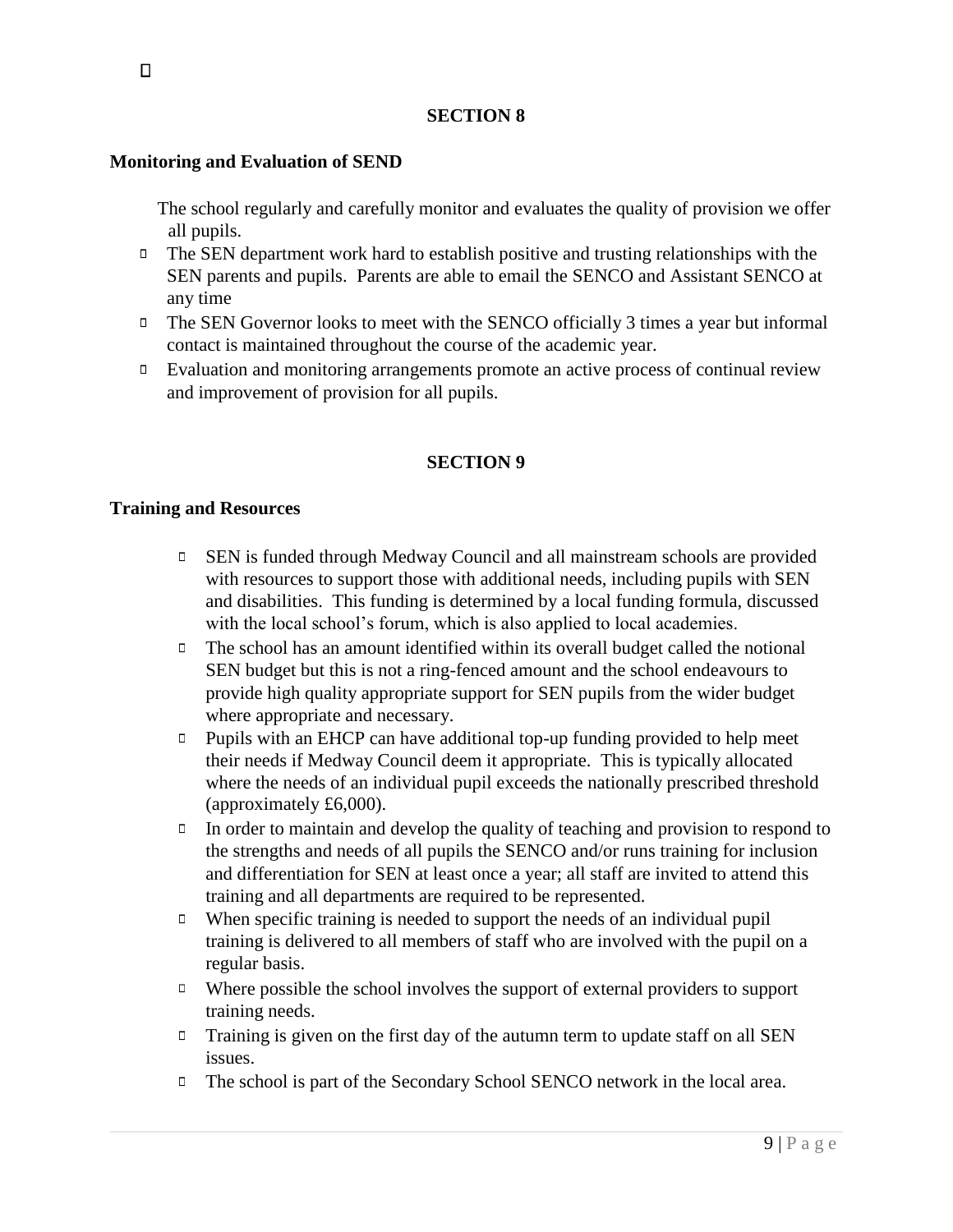## SECTION 8

**Monitoring and Evaluation of SEND**

The school regularly and carefully monitor and evaluates the quality of provision we offer all pupils.

- The SEN department work hard to establish positive and trusting relationships with the SEN parents and pupils. Parents are able to email the SENCO and Assistant SENCO at any time
- The SEN Governor looks to meet with the SENCO officially 3 times a year but informal contact is maintained throughout the course of the academic year.
- Evaluation and monitoring arrangements promote an active process of continual review and improvement of provision for all pupils.

## SECTION 9

**Training and Resources**

- SEN is funded through Medway Council and all mainstream schools are provided with resources to support those with additional needs, including pupils with SEN and disabilities. This funding is determined by a local funding formula, discussed with the local school's forum, which is also applied to local academies.
- The school has an amount identified within its overall budget called the notional SEN budget but this is not a ring-fenced amount and the school endeavours to provide high quality appropriate support for SEN pupils from the wider budget where appropriate and necessary.
- Pupils with an EHCP can have additional top-up funding provided to help meet their needs if Medway Council deem it appropriate. This is typically allocated where the needs of an individual pupil exceeds the nationally prescribed threshold (approximately £6,000).
- In order to maintain and develop the quality of teaching and provision to respond to the strengths and needs of all pupils the SENCO and/or runs training for inclusion and differentiation for SEN at least once a year; all staff are invited to attend this training and all departments are required to be represented.
- When specific training is needed to support the needs of an individual pupil training is delivered to all members of staff who are involved with the pupil on a regular basis.
- Where possible the school involves the support of external providers to support training needs.
- Training is given on the first day of the autumn term to update staff on all SEN issues.
- The school is part of the Secondary School SENCO network in the local area.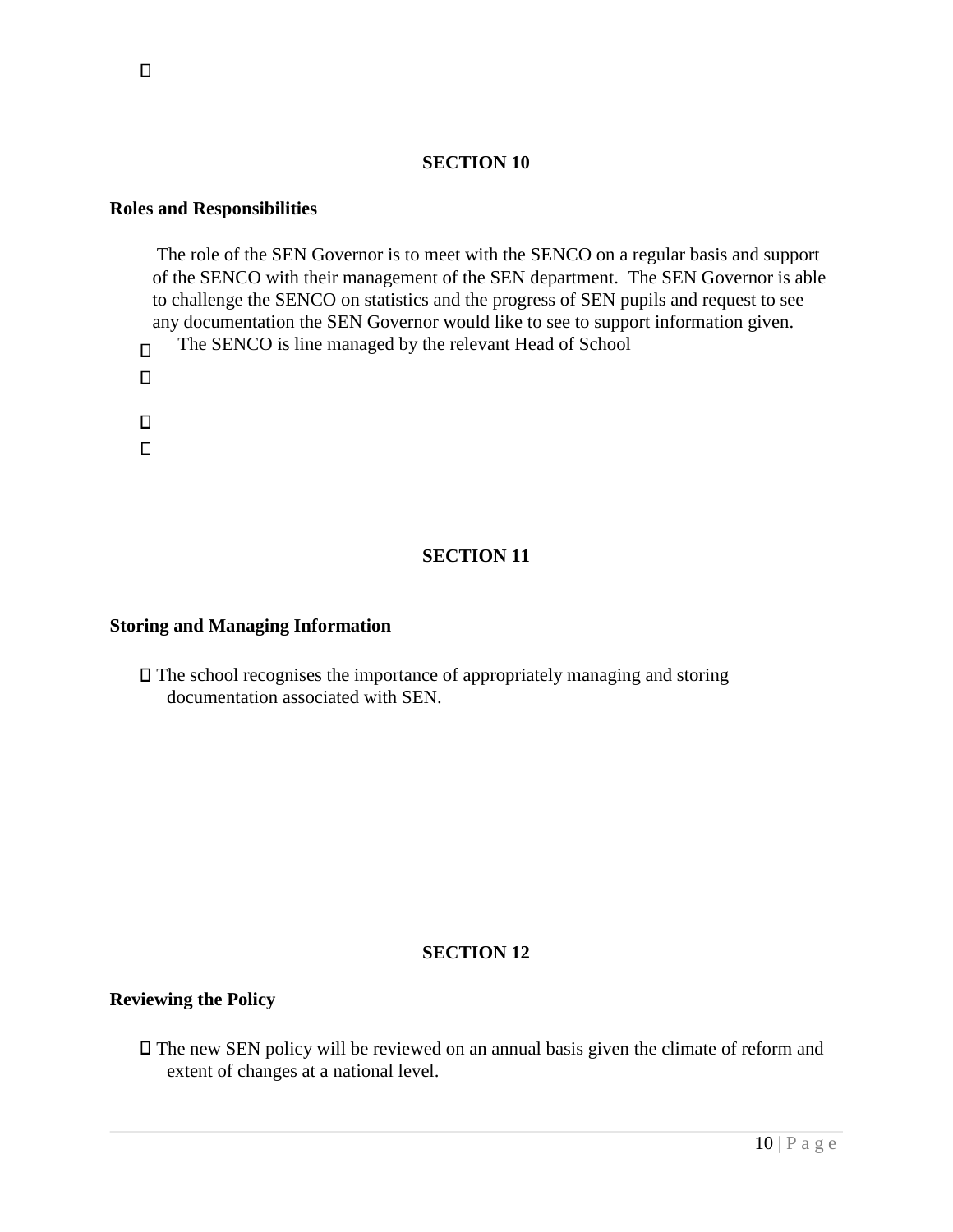## SECTION 10

### Roles and Responsibilities

The role of the SEN Governor is to meet with the SENCO on a regular basis and support of the SENCO with their management of the SEN department. The SEN Governor is able to challenge the SENCO on statistics and the progress of SEN pupils and request to see any documentation the SEN Governor would like to see to support information given.

- The SENCO is line managed by the relevant Head of School

## SECTION 11

### Storing and Managing Information

- The school recognises the importance of appropriately managing and storing documentation associated with SEN.

## SECTION 12

### Reviewing the Policy

- The new SEN policy will be reviewed on an annual basis given the climate of reform and extent of changes at a national level.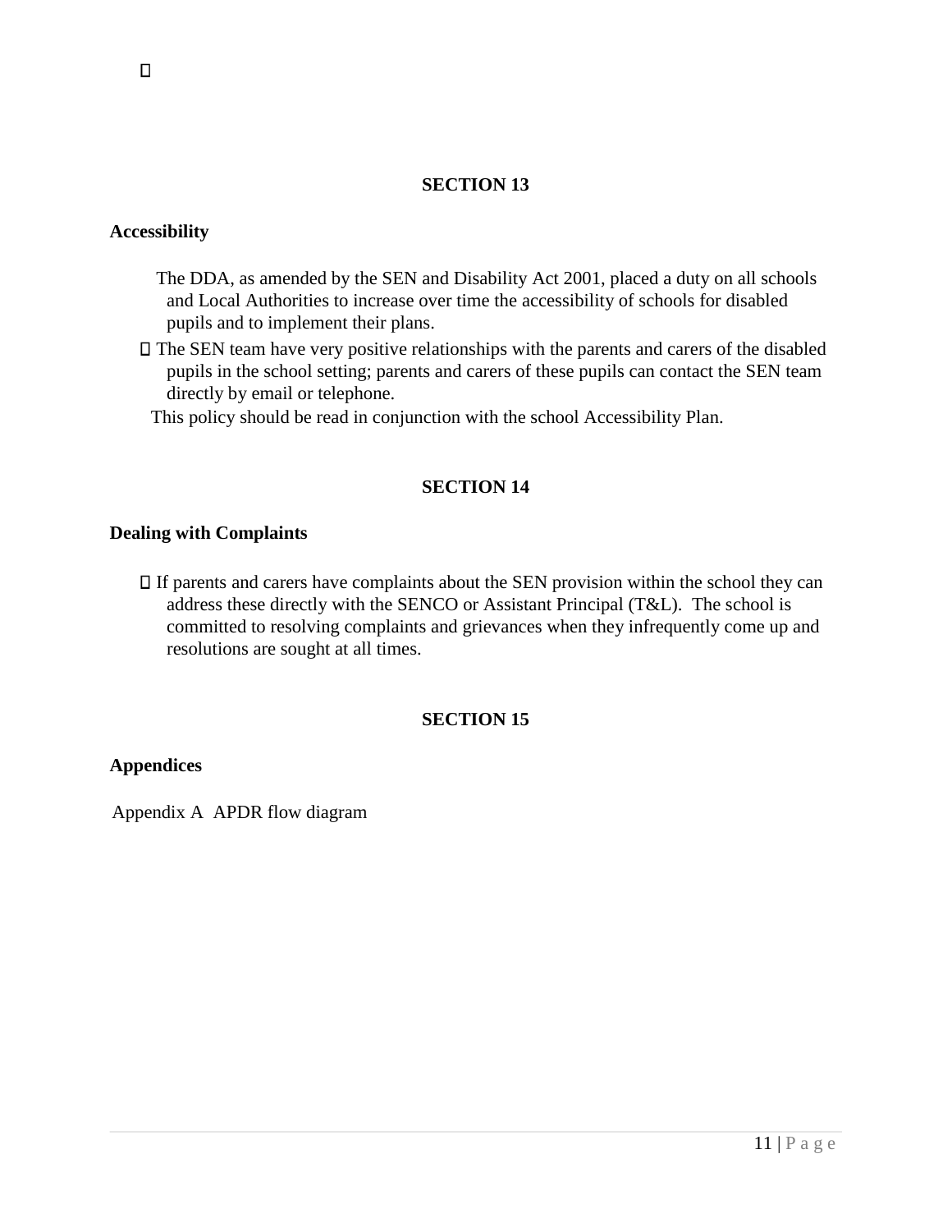## SECTION 13

**Accessibility**

- The DDA, as amended by the SEN and Disability Act 2001, placed a duty on all schools and Local Authorities to increase over time the accessibility of schools for disabled pupils and to implement their plans.
- The SEN team have very positive relationships with the parents and carers of the disabled pupils in the school setting; parents and carers of these pupils can contact the SEN team directly by email or telephone.

This policy should be read in conjunction with the school Accessibility Plan.

## SECTION 14

**Dealing with Complaints**

- If parents and carers have complaints about the SEN provision within the school they can address these directly with the SENCO or Assistant Principal (T&L). The school is committed to resolving complaints and grievances when they infrequently come up and resolutions are sought at all times.

## SECTION 15

**Appendices**

Appendix A APDR flow diagram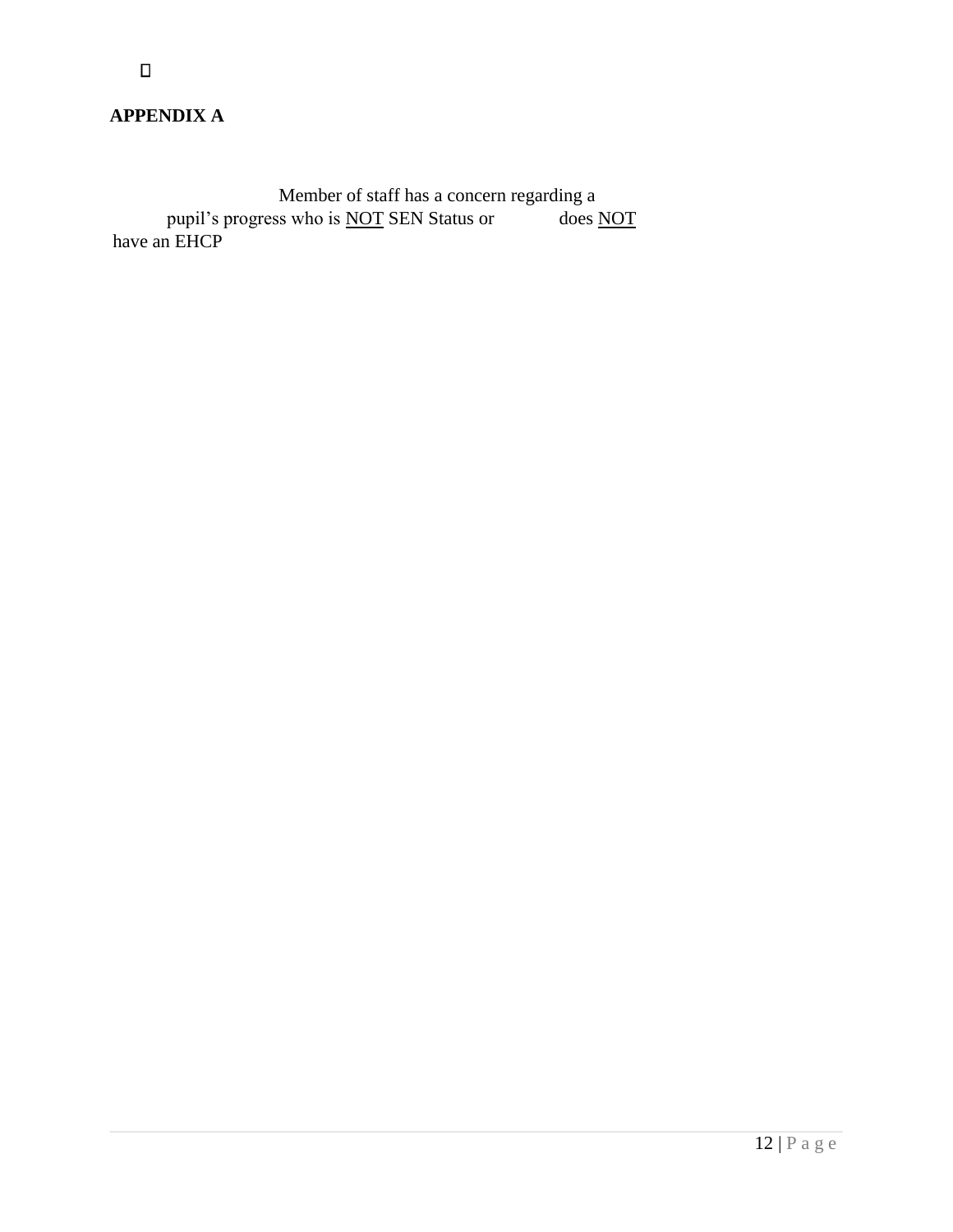## APPENDIX A

Member of staff has a concern regarding a pupil's progress who is NOT SEN Status or does NOT have an EHCP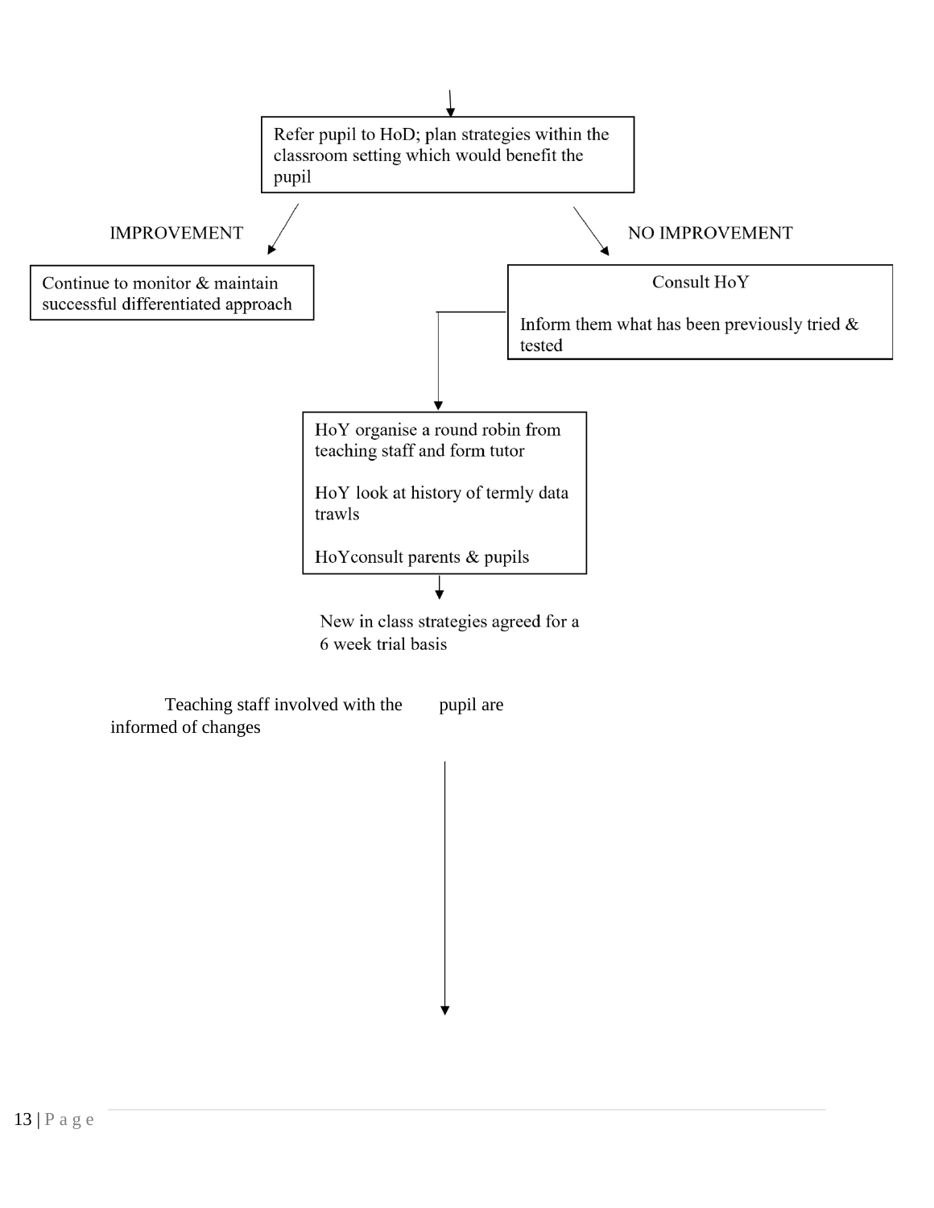Refer pupil to HoD; plan strategies within the classroom setting which would benefit the pupil

IMPROVEMENT

Continue to monitor & maintain successful differentiated approach

NO IMPROVEMENT

Consult HoY

Inform them what has been previously tried & tested

HoY organise a round robin from teaching staff and form tutor

HoY look at history of termly data trawls

HoYconsult parents & pupils

New in class strategies agreed for a 6 week trial basis

Teaching staff involved with the pupil are informed of changes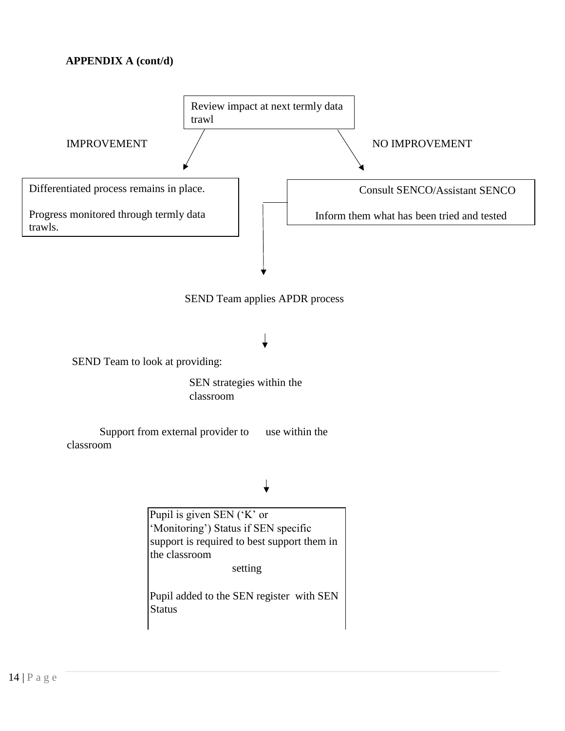**APPENDIX A (cont/d)**

Review impact at next termly data trawl

IMPROVEMENT

Differentiated process remains in place.

Progress monitored through termly data trawls.

NO IMPROVEMENT

Consult SENCO/Assistant SENCO

Inform them what has been tried and tested

SEND Team applies APDR process

SEND Team to look at providing:

SEN strategies within the classroom

Support from external provider to use within the classroom

Pupil is given SEN ('K' or 'Monitoring') Status if SEN specific support is required to best support them in the classroom setting

Pupil added to the SEN register with SEN Status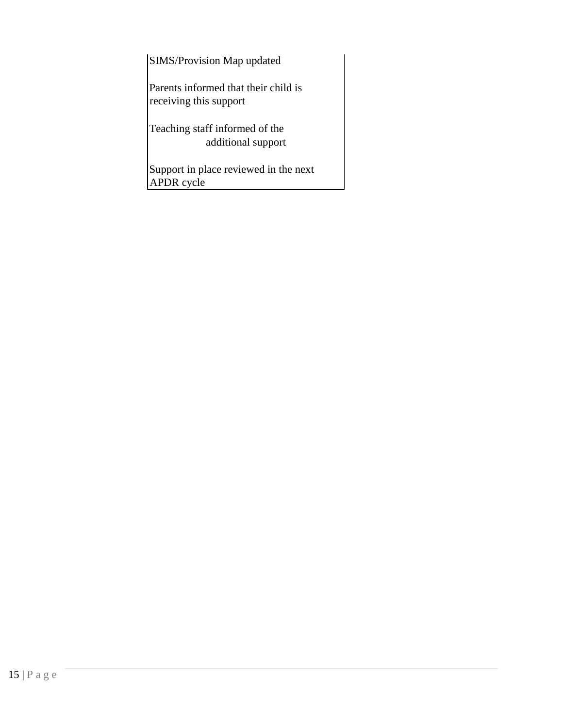| |
|---|
| SIMS/Provision Map updated<br><br>Parents informed that their child is receiving this support<br><br>Teaching staff informed of the additional support<br><br>Support in place reviewed in the next APDR cycle |